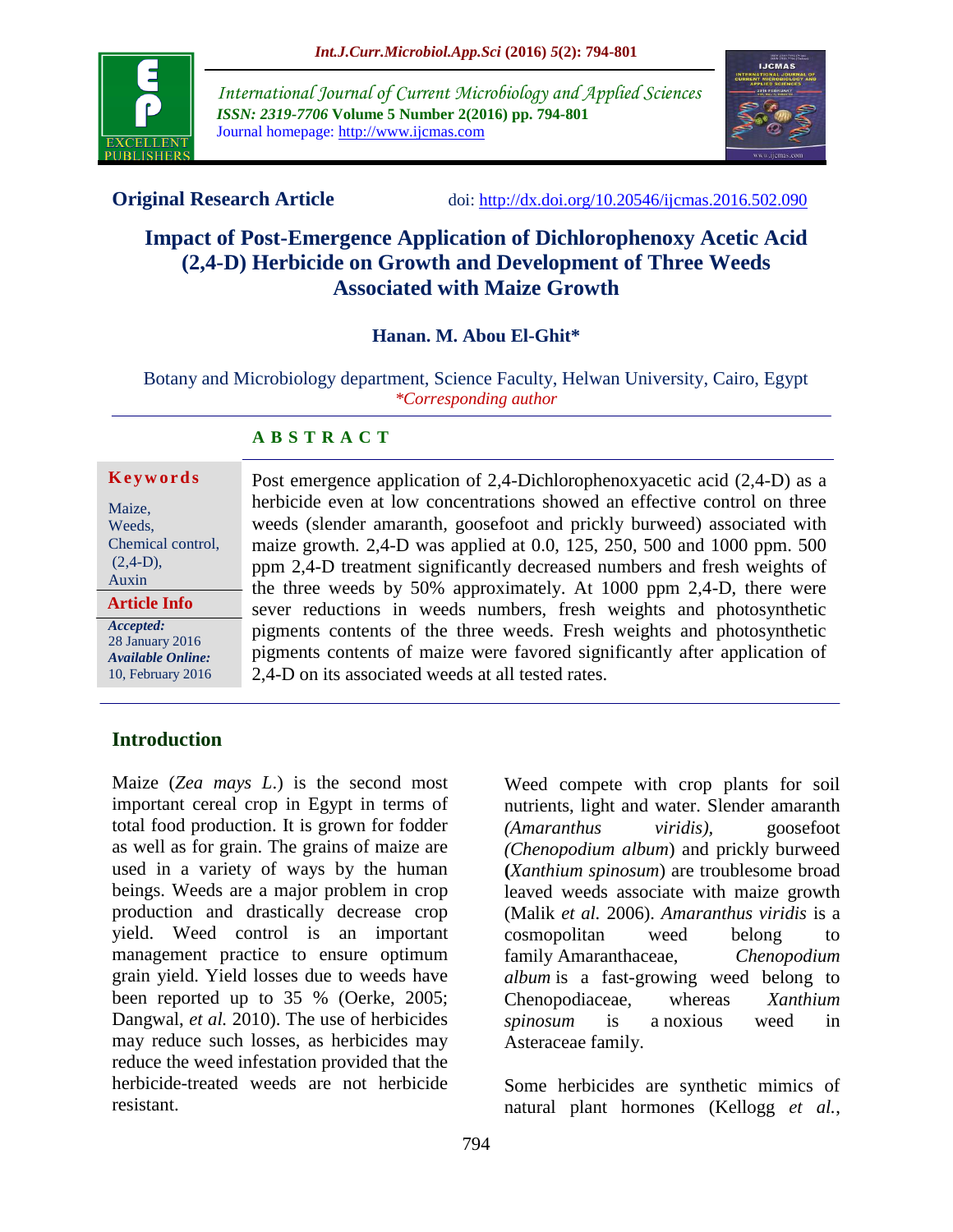**Original Research Article**

doi: http://dx.doi.org/10.20546/ijcmas.2016.502.090

# Impact of Post-Emergence Application of Dichlorophenoxy Acetic Acid (2,4-D) Herbicide on Growth and Development of Three Weeds Associated with Maize Growth

**Hanan. M. Abou El-Ghit***

Botany and Microbiology department, Science Faculty, Helwan University, Cairo, Egypt

*\*Corresponding author*

## ABSTRACT

**Keywords**

Maize,
Weeds,
Chemical control,
(2,4-D),
Auxin

**Article Info**

*Accepted:*
28 January 2016
*Available Online:*
10, February 2016

Post emergence application of 2,4-Dichlorophenoxyacetic acid (2,4-D) as a herbicide even at low concentrations showed an effective control on three weeds (slender amaranth, goosefoot and prickly burweed) associated with maize growth. 2,4-D was applied at 0.0, 125, 250, 500 and 1000 ppm. 500 ppm 2,4-D treatment significantly decreased numbers and fresh weights of the three weeds by 50% approximately. At 1000 ppm 2,4-D, there were sever reductions in weeds numbers, fresh weights and photosynthetic pigments contents of the three weeds. Fresh weights and photosynthetic pigments contents of maize were favored significantly after application of 2,4-D on its associated weeds at all tested rates.

## Introduction

Maize (*Zea mays L.*) is the second most important cereal crop in Egypt in terms of total food production. It is grown for fodder as well as for grain. The grains of maize are used in a variety of ways by the human beings. Weeds are a major problem in crop production and drastically decrease crop yield. Weed control is an important management practice to ensure optimum grain yield. Yield losses due to weeds have been reported up to 35 % (Oerke, 2005; Dangwal, *et al.* 2010). The use of herbicides may reduce such losses, as herbicides may reduce the weed infestation provided that the herbicide-treated weeds are not herbicide resistant.

Weed compete with crop plants for soil nutrients, light and water. Slender amaranth *(Amaranthus viridis),* goosefoot *(Chenopodium album*) and prickly burweed **(***Xanthium spinosum*) are troublesome broad leaved weeds associate with maize growth (Malik *et al.* 2006). *Amaranthus viridis* is a cosmopolitan weed belong to family Amaranthaceae, *Chenopodium album* is a fast-growing weed belong to Chenopodiaceae, whereas *Xanthium spinosum* is a noxious weed in Asteraceae family.

Some herbicides are synthetic mimics of natural plant hormones (Kellogg *et al.*,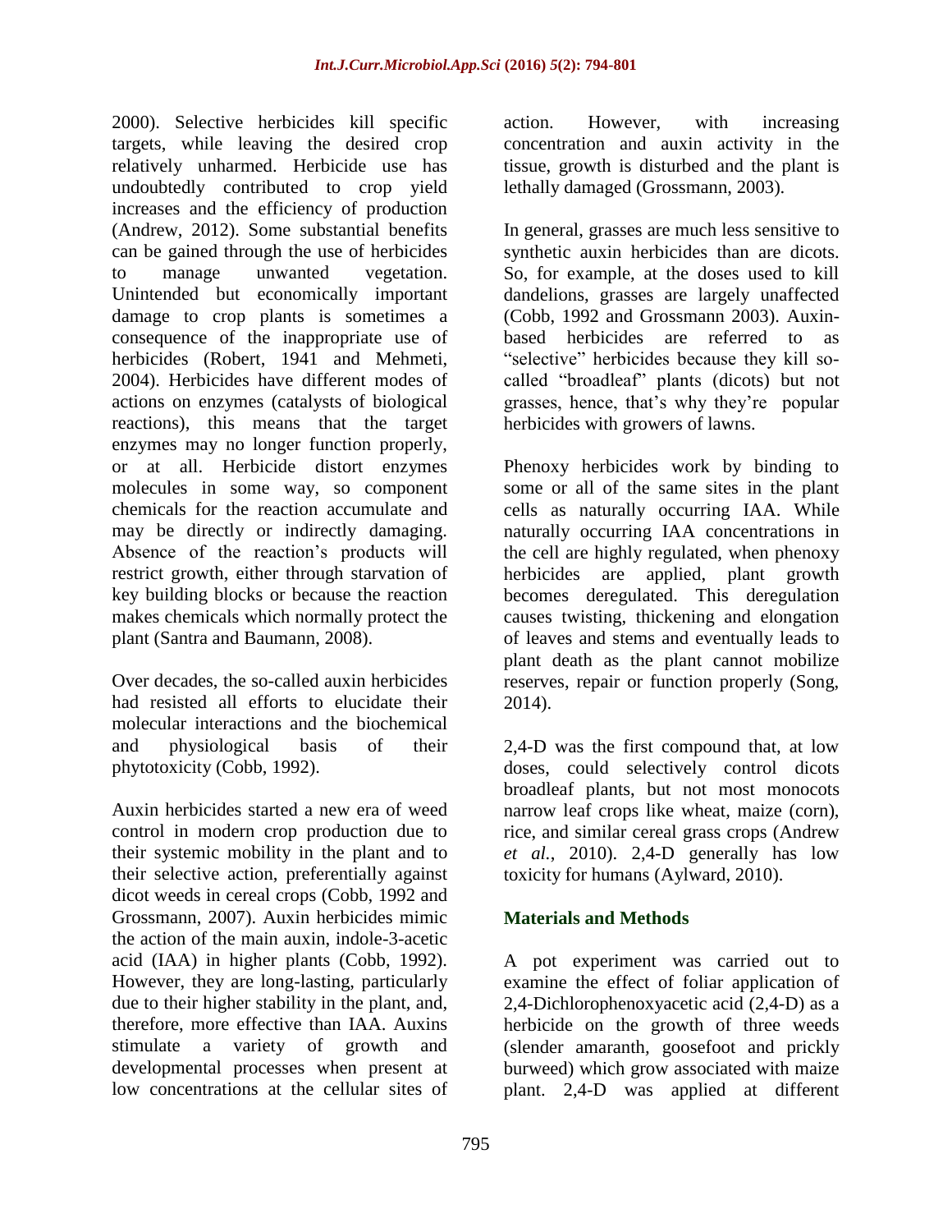2000). Selective herbicides kill specific targets, while leaving the desired crop relatively unharmed. Herbicide use has undoubtedly contributed to crop yield increases and the efficiency of production (Andrew, 2012). Some substantial benefits can be gained through the use of herbicides to manage unwanted vegetation. Unintended but economically important damage to crop plants is sometimes a consequence of the inappropriate use of herbicides (Robert, 1941 and Mehmeti, 2004). Herbicides have different modes of actions on enzymes (catalysts of biological reactions), this means that the target enzymes may no longer function properly, or at all. Herbicide distort enzymes molecules in some way, so component chemicals for the reaction accumulate and may be directly or indirectly damaging. Absence of the reaction's products will restrict growth, either through starvation of key building blocks or because the reaction makes chemicals which normally protect the plant (Santra and Baumann, 2008).

Over decades, the so-called auxin herbicides had resisted all efforts to elucidate their molecular interactions and the biochemical and physiological basis of their phytotoxicity (Cobb, 1992).

Auxin herbicides started a new era of weed control in modern crop production due to their systemic mobility in the plant and to their selective action, preferentially against dicot weeds in cereal crops (Cobb, 1992 and Grossmann, 2007). Auxin herbicides mimic the action of the main auxin, indole-3-acetic acid (IAA) in higher plants (Cobb, 1992). However, they are long-lasting, particularly due to their higher stability in the plant, and, therefore, more effective than IAA. Auxins stimulate a variety of growth and developmental processes when present at low concentrations at the cellular sites of action. However, with increasing concentration and auxin activity in the tissue, growth is disturbed and the plant is lethally damaged (Grossmann, 2003).

In general, grasses are much less sensitive to synthetic auxin herbicides than are dicots. So, for example, at the doses used to kill dandelions, grasses are largely unaffected (Cobb, 1992 and Grossmann 2003). Auxin-based herbicides are referred to as "selective" herbicides because they kill so-called "broadleaf" plants (dicots) but not grasses, hence, that's why they're popular herbicides with growers of lawns.

Phenoxy herbicides work by binding to some or all of the same sites in the plant cells as naturally occurring IAA. While naturally occurring IAA concentrations in the cell are highly regulated, when phenoxy herbicides are applied, plant growth becomes deregulated. This deregulation causes twisting, thickening and elongation of leaves and stems and eventually leads to plant death as the plant cannot mobilize reserves, repair or function properly (Song, 2014).

2,4-D was the first compound that, at low doses, could selectively control dicots broadleaf plants, but not most monocots narrow leaf crops like wheat, maize (corn), rice, and similar cereal grass crops (Andrew *et al.*, 2010). 2,4-D generally has low toxicity for humans (Aylward, 2010).

## Materials and Methods

A pot experiment was carried out to examine the effect of foliar application of 2,4-Dichlorophenoxyacetic acid (2,4-D) as a herbicide on the growth of three weeds (slender amaranth, goosefoot and prickly burweed) which grow associated with maize plant. 2,4-D was applied at different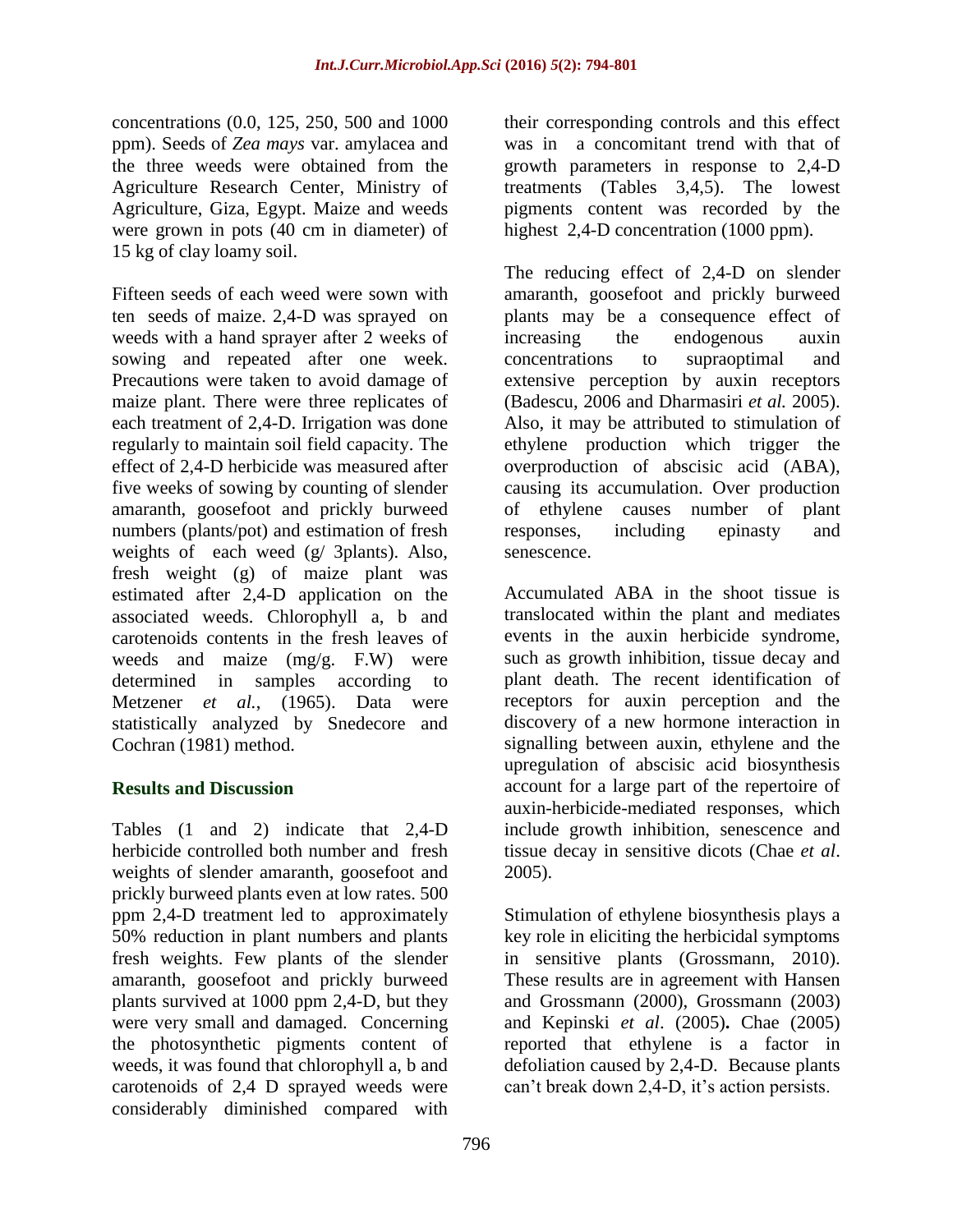concentrations (0.0, 125, 250, 500 and 1000 ppm). Seeds of *Zea mays* var. amylacea and the three weeds were obtained from the Agriculture Research Center, Ministry of Agriculture, Giza, Egypt. Maize and weeds were grown in pots (40 cm in diameter) of 15 kg of clay loamy soil.

Fifteen seeds of each weed were sown with ten seeds of maize. 2,4-D was sprayed on weeds with a hand sprayer after 2 weeks of sowing and repeated after one week. Precautions were taken to avoid damage of maize plant. There were three replicates of each treatment of 2,4-D. Irrigation was done regularly to maintain soil field capacity. The effect of 2,4-D herbicide was measured after five weeks of sowing by counting of slender amaranth, goosefoot and prickly burweed numbers (plants/pot) and estimation of fresh weights of each weed (g/ 3plants). Also, fresh weight (g) of maize plant was estimated after 2,4-D application on the associated weeds. Chlorophyll a, b and carotenoids contents in the fresh leaves of weeds and maize (mg/g. F.W) were determined in samples according to Metzener *et al.*, (1965). Data were statistically analyzed by Snedecore and Cochran (1981) method.

## Results and Discussion

Tables (1 and 2) indicate that 2,4-D herbicide controlled both number and fresh weights of slender amaranth, goosefoot and prickly burweed plants even at low rates. 500 ppm 2,4-D treatment led to approximately 50% reduction in plant numbers and plants fresh weights. Few plants of the slender amaranth, goosefoot and prickly burweed plants survived at 1000 ppm 2,4-D, but they were very small and damaged. Concerning the photosynthetic pigments content of weeds, it was found that chlorophyll a, b and carotenoids of 2,4 D sprayed weeds were considerably diminished compared with their corresponding controls and this effect was in a concomitant trend with that of growth parameters in response to 2,4-D treatments (Tables 3,4,5). The lowest pigments content was recorded by the highest 2,4-D concentration (1000 ppm).

The reducing effect of 2,4-D on slender amaranth, goosefoot and prickly burweed plants may be a consequence effect of increasing the endogenous auxin concentrations to supraoptimal and extensive perception by auxin receptors (Badescu, 2006 and Dharmasiri *et al.* 2005). Also, it may be attributed to stimulation of ethylene production which trigger the overproduction of abscisic acid (ABA), causing its accumulation. Over production of ethylene causes number of plant responses, including epinasty and senescence.

Accumulated ABA in the shoot tissue is translocated within the plant and mediates events in the auxin herbicide syndrome, such as growth inhibition, tissue decay and plant death. The recent identification of receptors for auxin perception and the discovery of a new hormone interaction in signalling between auxin, ethylene and the upregulation of abscisic acid biosynthesis account for a large part of the repertoire of auxin-herbicide-mediated responses, which include growth inhibition, senescence and tissue decay in sensitive dicots (Chae *et al*. 2005).

Stimulation of ethylene biosynthesis plays a key role in eliciting the herbicidal symptoms in sensitive plants (Grossmann, 2010). These results are in agreement with Hansen and Grossmann (2000), Grossmann (2003) and Kepinski *et al*. (2005)**.** Chae (2005) reported that ethylene is a factor in defoliation caused by 2,4-D. Because plants can't break down 2,4-D, it's action persists.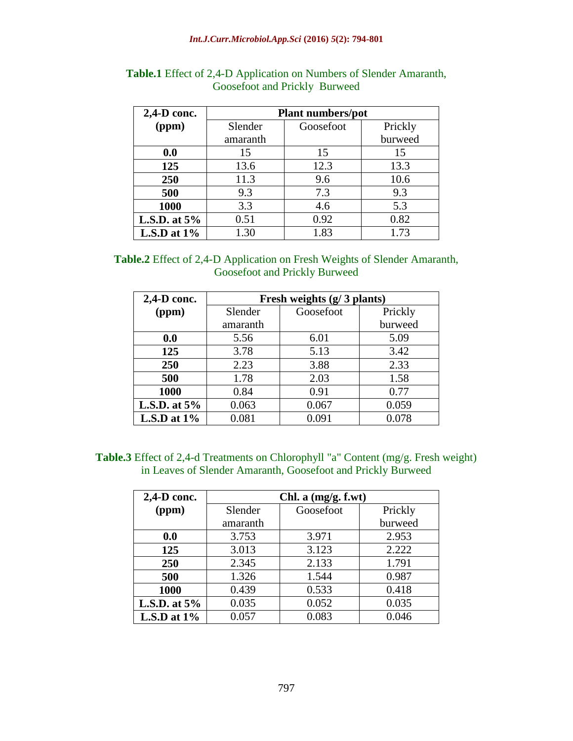**Table.1** Effect of 2,4-D Application on Numbers of Slender Amaranth, Goosefoot and Prickly Burweed

| 2,4-D conc. (ppm) | Plant numbers/pot | | |
|---|---|---|---|
| | Slender amaranth | Goosefoot | Prickly burweed |
| **0.0** | 15 | 15 | 15 |
| **125** | 13.6 | 12.3 | 13.3 |
| **250** | 11.3 | 9.6 | 10.6 |
| **500** | 9.3 | 7.3 | 9.3 |
| **1000** | 3.3 | 4.6 | 5.3 |
| **L.S.D. at 5%** | 0.51 | 0.92 | 0.82 |
| **L.S.D at 1%** | 1.30 | 1.83 | 1.73 |

**Table.2** Effect of 2,4-D Application on Fresh Weights of Slender Amaranth, Goosefoot and Prickly Burweed

| 2,4-D conc. (ppm) | Fresh weights (g/ 3 plants) | | |
|---|---|---|---|
| | Slender amaranth | Goosefoot | Prickly burweed |
| **0.0** | 5.56 | 6.01 | 5.09 |
| **125** | 3.78 | 5.13 | 3.42 |
| **250** | 2.23 | 3.88 | 2.33 |
| **500** | 1.78 | 2.03 | 1.58 |
| **1000** | 0.84 | 0.91 | 0.77 |
| **L.S.D. at 5%** | 0.063 | 0.067 | 0.059 |
| **L.S.D at 1%** | 0.081 | 0.091 | 0.078 |

**Table.3** Effect of 2,4-d Treatments on Chlorophyll "a" Content (mg/g. Fresh weight) in Leaves of Slender Amaranth, Goosefoot and Prickly Burweed

| 2,4-D conc. (ppm) | Chl. a (mg/g. f.wt) | | |
|---|---|---|---|
| | Slender amaranth | Goosefoot | Prickly burweed |
| **0.0** | 3.753 | 3.971 | 2.953 |
| **125** | 3.013 | 3.123 | 2.222 |
| **250** | 2.345 | 2.133 | 1.791 |
| **500** | 1.326 | 1.544 | 0.987 |
| **1000** | 0.439 | 0.533 | 0.418 |
| **L.S.D. at 5%** | 0.035 | 0.052 | 0.035 |
| **L.S.D at 1%** | 0.057 | 0.083 | 0.046 |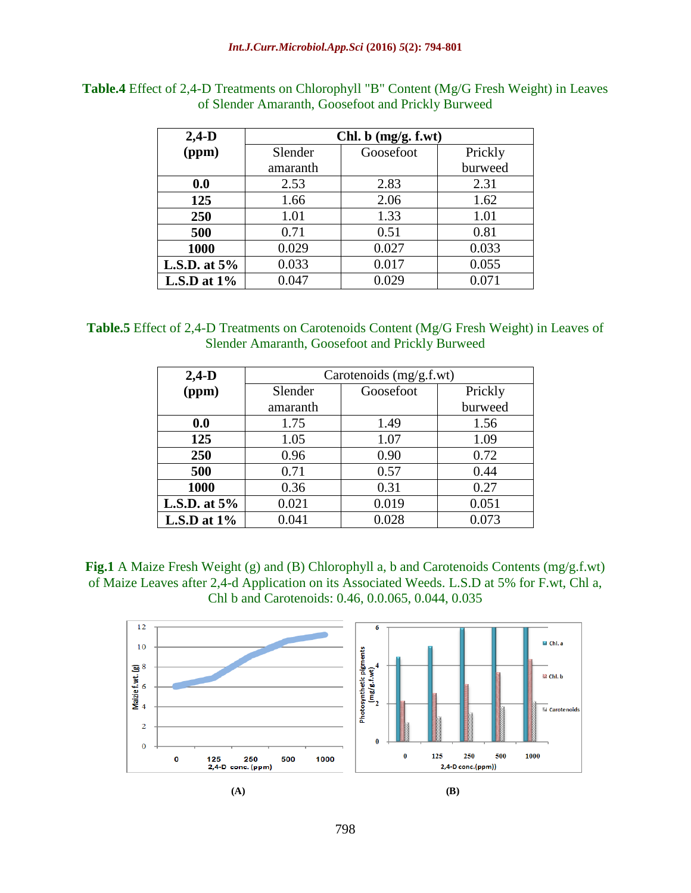**Table.4** Effect of 2,4-D Treatments on Chlorophyll "B" Content (Mg/G Fresh Weight) in Leaves of Slender Amaranth, Goosefoot and Prickly Burweed

| 2,4-D (ppm) | Chl. b (mg/g. f.wt) | | |
|---|---|---|---|
| | Slender amaranth | Goosefoot | Prickly burweed |
| **0.0** | 2.53 | 2.83 | 2.31 |
| **125** | 1.66 | 2.06 | 1.62 |
| **250** | 1.01 | 1.33 | 1.01 |
| **500** | 0.71 | 0.51 | 0.81 |
| **1000** | 0.029 | 0.027 | 0.033 |
| **L.S.D. at 5%** | 0.033 | 0.017 | 0.055 |
| **L.S.D at 1%** | 0.047 | 0.029 | 0.071 |

**Table.5** Effect of 2,4-D Treatments on Carotenoids Content (Mg/G Fresh Weight) in Leaves of Slender Amaranth, Goosefoot and Prickly Burweed

| 2,4-D (ppm) | Carotenoids (mg/g.f.wt) | | |
|---|---|---|---|
| | Slender amaranth | Goosefoot | Prickly burweed |
| **0.0** | 1.75 | 1.49 | 1.56 |
| **125** | 1.05 | 1.07 | 1.09 |
| **250** | 0.96 | 0.90 | 0.72 |
| **500** | 0.71 | 0.57 | 0.44 |
| **1000** | 0.36 | 0.31 | 0.27 |
| **L.S.D. at 5%** | 0.021 | 0.019 | 0.051 |
| **L.S.D at 1%** | 0.041 | 0.028 | 0.073 |

**Fig.1** A Maize Fresh Weight (g) and (B) Chlorophyll a, b and Carotenoids Contents (mg/g.f.wt) of Maize Leaves after 2,4-d Application on its Associated Weeds. L.S.D at 5% for F.wt, Chl a, Chl b and Carotenoids: 0.46, 0.0.065, 0.044, 0.035

(A) (B)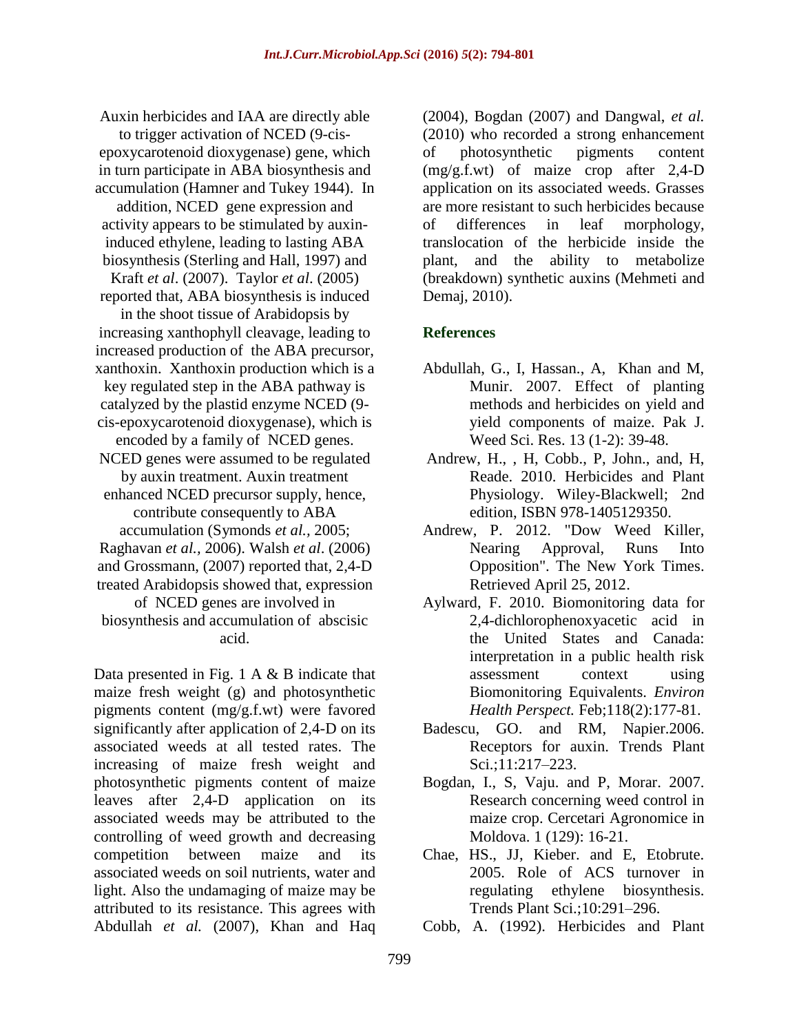Auxin herbicides and IAA are directly able to trigger activation of NCED (9-cis-epoxycarotenoid dioxygenase) gene, which in turn participate in ABA biosynthesis and accumulation (Hamner and Tukey 1944). In addition, NCED gene expression and activity appears to be stimulated by auxin-induced ethylene, leading to lasting ABA biosynthesis (Sterling and Hall, 1997) and Kraft *et al*. (2007). Taylor *et al*. (2005) reported that, ABA biosynthesis is induced in the shoot tissue of Arabidopsis by increasing xanthophyll cleavage, leading to increased production of the ABA precursor, xanthoxin. Xanthoxin production which is a key regulated step in the ABA pathway is catalyzed by the plastid enzyme NCED (9-cis-epoxycarotenoid dioxygenase), which is encoded by a family of NCED genes. NCED genes were assumed to be regulated by auxin treatment. Auxin treatment enhanced NCED precursor supply, hence, contribute consequently to ABA accumulation (Symonds *et al.*, 2005; Raghavan *et al.*, 2006). Walsh *et al*. (2006) and Grossmann, (2007) reported that, 2,4-D treated Arabidopsis showed that, expression of NCED genes are involved in biosynthesis and accumulation of abscisic acid.

Data presented in Fig. 1 A & B indicate that maize fresh weight (g) and photosynthetic pigments content (mg/g.f.wt) were favored significantly after application of 2,4-D on its associated weeds at all tested rates. The increasing of maize fresh weight and photosynthetic pigments content of maize leaves after 2,4-D application on its associated weeds may be attributed to the controlling of weed growth and decreasing competition between maize and its associated weeds on soil nutrients, water and light. Also the undamaging of maize may be attributed to its resistance. This agrees with Abdullah *et al.* (2007), Khan and Haq (2004), Bogdan (2007) and Dangwal, *et al.* (2010) who recorded a strong enhancement of photosynthetic pigments content (mg/g.f.wt) of maize crop after 2,4-D application on its associated weeds. Grasses are more resistant to such herbicides because of differences in leaf morphology, translocation of the herbicide inside the plant, and the ability to metabolize (breakdown) synthetic auxins (Mehmeti and Demaj, 2010).

## References

Abdullah, G., I, Hassan., A, Khan and M, Munir. 2007. Effect of planting methods and herbicides on yield and yield components of maize. Pak J. Weed Sci. Res. 13 (1-2): 39-48.

Andrew, H., , H, Cobb., P, John., and, H, Reade. 2010. Herbicides and Plant Physiology. Wiley-Blackwell; 2nd edition, ISBN 978-1405129350.

Andrew, P. 2012. "Dow Weed Killer, Nearing Approval, Runs Into Opposition". The New York Times. Retrieved April 25, 2012.

Aylward, F. 2010. Biomonitoring data for 2,4-dichlorophenoxyacetic acid in the United States and Canada: interpretation in a public health risk assessment context using Biomonitoring Equivalents. *Environ Health Perspect.* Feb;118(2):177-81.

Badescu, GO. and RM, Napier.2006. Receptors for auxin. Trends Plant Sci.;11:217–223.

Bogdan, I., S, Vaju. and P, Morar. 2007. Research concerning weed control in maize crop. Cercetari Agronomice in Moldova. 1 (129): 16-21.

Chae, HS., JJ, Kieber. and E, Etobrute. 2005. Role of ACS turnover in regulating ethylene biosynthesis. Trends Plant Sci.;10:291–296.

Cobb, A. (1992). Herbicides and Plant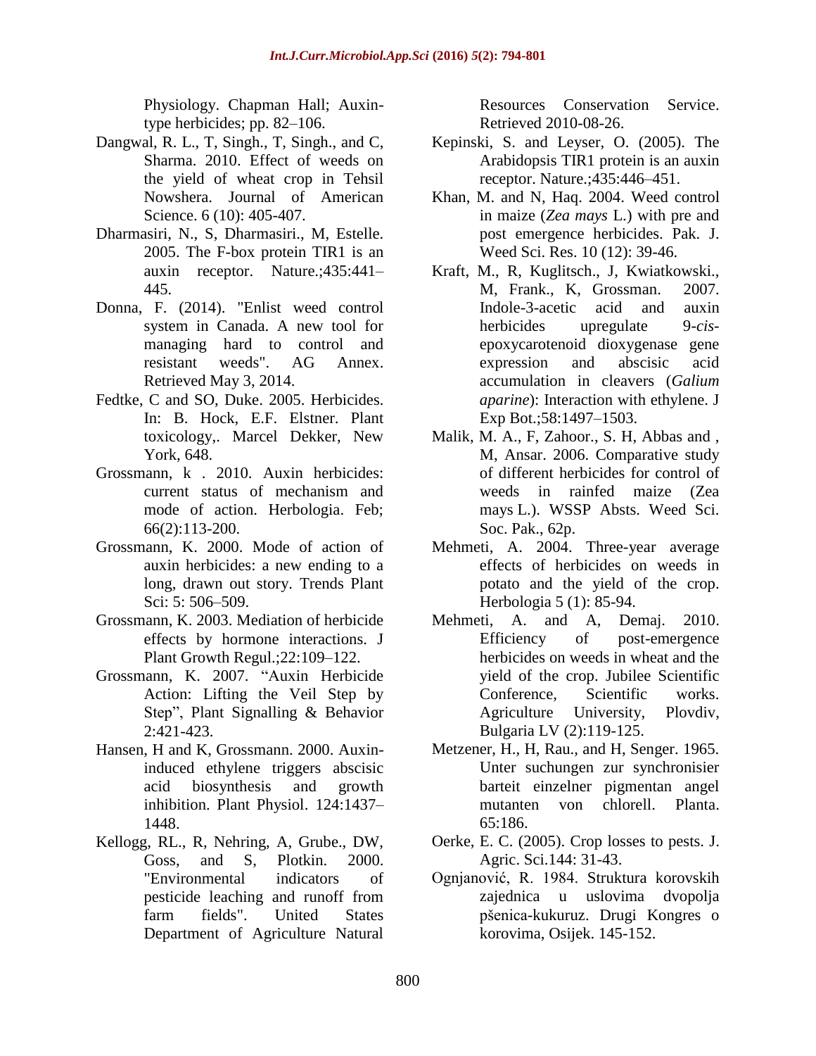Physiology. Chapman Hall; Auxin-type herbicides; pp. 82–106.

Dangwal, R. L., T, Singh., T, Singh., and C, Sharma. 2010. Effect of weeds on the yield of wheat crop in Tehsil Nowshera. Journal of American Science. 6 (10): 405-407.

Dharmasiri, N., S, Dharmasiri., M, Estelle. 2005. The F-box protein TIR1 is an auxin receptor. Nature.;435:441–445.

Donna, F. (2014). "Enlist weed control system in Canada. A new tool for managing hard to control and resistant weeds". AG Annex. Retrieved May 3, 2014.

Fedtke, C and SO, Duke. 2005. Herbicides. In: B. Hock, E.F. Elstner. Plant toxicology,. Marcel Dekker, New York, 648.

Grossmann, k . 2010. Auxin herbicides: current status of mechanism and mode of action. Herbologia. Feb; 66(2):113-200.

Grossmann, K. 2000. Mode of action of auxin herbicides: a new ending to a long, drawn out story. Trends Plant Sci: 5: 506–509.

Grossmann, K. 2003. Mediation of herbicide effects by hormone interactions. J Plant Growth Regul.;22:109–122.

Grossmann, K. 2007. "Auxin Herbicide Action: Lifting the Veil Step by Step", Plant Signalling & Behavior 2:421-423.

Hansen, H and K, Grossmann. 2000. Auxin-induced ethylene triggers abscisic acid biosynthesis and growth inhibition. Plant Physiol. 124:1437–1448.

Kellogg, RL., R, Nehring, A, Grube., DW, Goss, and S, Plotkin. 2000. "Environmental indicators of pesticide leaching and runoff from farm fields". United States Department of Agriculture Natural Resources Conservation Service. Retrieved 2010-08-26.

Kepinski, S. and Leyser, O. (2005). The Arabidopsis TIR1 protein is an auxin receptor. Nature.;435:446–451.

Khan, M. and N, Haq. 2004. Weed control in maize (*Zea mays* L.) with pre and post emergence herbicides. Pak. J. Weed Sci. Res. 10 (12): 39-46.

Kraft, M., R, Kuglitsch., J, Kwiatkowski., M, Frank., K, Grossman. 2007. Indole-3-acetic acid and auxin herbicides upregulate 9-*cis*-epoxycarotenoid dioxygenase gene expression and abscisic acid accumulation in cleavers (*Galium aparine*): Interaction with ethylene. J Exp Bot.;58:1497–1503.

Malik, M. A., F, Zahoor., S. H, Abbas and , M, Ansar. 2006. Comparative study of different herbicides for control of weeds in rainfed maize (Zea mays L.). WSSP Absts. Weed Sci. Soc. Pak., 62p.

Mehmeti, A. 2004. Three-year average effects of herbicides on weeds in potato and the yield of the crop. Herbologia 5 (1): 85-94.

Mehmeti, A. and A, Demaj. 2010. Efficiency of post-emergence herbicides on weeds in wheat and the yield of the crop. Jubilee Scientific Conference, Scientific works. Agriculture University, Plovdiv, Bulgaria LV (2):119-125.

Metzener, H., H, Rau., and H, Senger. 1965. Unter suchungen zur synchronisier barteit einzelner pigmentan angel mutanten von chlorell. Planta. 65:186.

Oerke, E. C. (2005). Crop losses to pests. J. Agric. Sci.144: 31-43.

Ognjanović, R. 1984. Struktura korovskih zajednica u uslovima dvopolja pšenica-kukuruz. Drugi Kongres o korovima, Osijek. 145-152.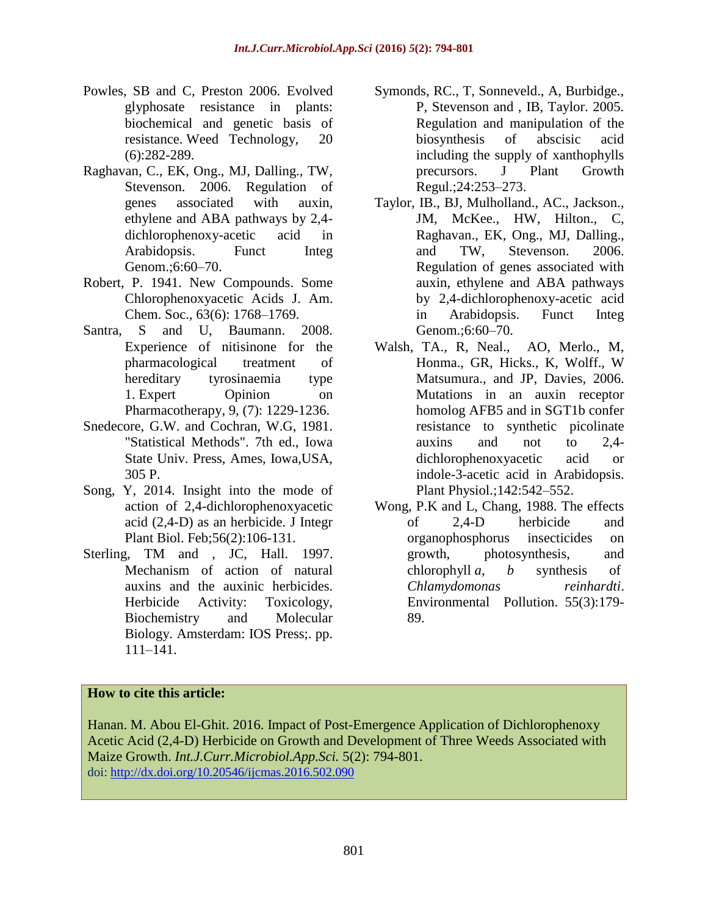Powles, SB and C, Preston 2006. Evolved glyphosate resistance in plants: biochemical and genetic basis of resistance. Weed Technology, 20 (6):282-289.

Raghavan, C., EK, Ong., MJ, Dalling., TW, Stevenson. 2006. Regulation of genes associated with auxin, ethylene and ABA pathways by 2,4-dichlorophenoxy-acetic acid in Arabidopsis. Funct Integ Genom.;6:60–70.

Robert, P. 1941. New Compounds. Some Chlorophenoxyacetic Acids J. Am. Chem. Soc., 63(6): 1768–1769.

Santra, S and U, Baumann. 2008. Experience of nitisinone for the pharmacological treatment of hereditary tyrosinaemia type 1. Expert Opinion on Pharmacotherapy, 9, (7): 1229-1236.

Snedecore, G.W. and Cochran, W.G, 1981. "Statistical Methods". 7th ed., Iowa State Univ. Press, Ames, Iowa,USA, 305 P.

Song, Y, 2014. Insight into the mode of action of 2,4-dichlorophenoxyacetic acid (2,4-D) as an herbicide. J Integr Plant Biol. Feb;56(2):106-131.

Sterling, TM and , JC, Hall. 1997. Mechanism of action of natural auxins and the auxinic herbicides. Herbicide Activity: Toxicology, Biochemistry and Molecular Biology. Amsterdam: IOS Press;. pp. 111–141.

Symonds, RC., T, Sonneveld., A, Burbidge., P, Stevenson and , IB, Taylor. 2005. Regulation and manipulation of the biosynthesis of abscisic acid including the supply of xanthophylls precursors. J Plant Growth Regul.;24:253–273.

Taylor, IB., BJ, Mulholland., AC., Jackson., JM, McKee., HW, Hilton., C, Raghavan., EK, Ong., MJ, Dalling., and TW, Stevenson. 2006. Regulation of genes associated with auxin, ethylene and ABA pathways by 2,4-dichlorophenoxy-acetic acid in Arabidopsis. Funct Integ Genom.;6:60–70.

Walsh, TA., R, Neal., AO, Merlo., M, Honma., GR, Hicks., K, Wolff., W Matsumura., and JP, Davies, 2006. Mutations in an auxin receptor homolog AFB5 and in SGT1b confer resistance to synthetic picolinate auxins and not to 2,4-dichlorophenoxyacetic acid or indole-3-acetic acid in Arabidopsis. Plant Physiol.;142:542–552.

Wong, P.K and L, Chang, 1988. The effects of 2,4-D herbicide and organophosphorus insecticides on growth, photosynthesis, and chlorophyll *a*, *b* synthesis of *Chlamydomonas reinhardti*. Environmental Pollution. 55(3):179-89.

**How to cite this article:**

Hanan. M. Abou El-Ghit. 2016. Impact of Post-Emergence Application of Dichlorophenoxy Acetic Acid (2,4-D) Herbicide on Growth and Development of Three Weeds Associated with Maize Growth. *Int.J.Curr.Microbiol.App.Sci.* 5(2): 794-801.
doi: http://dx.doi.org/10.20546/ijcmas.2016.502.090